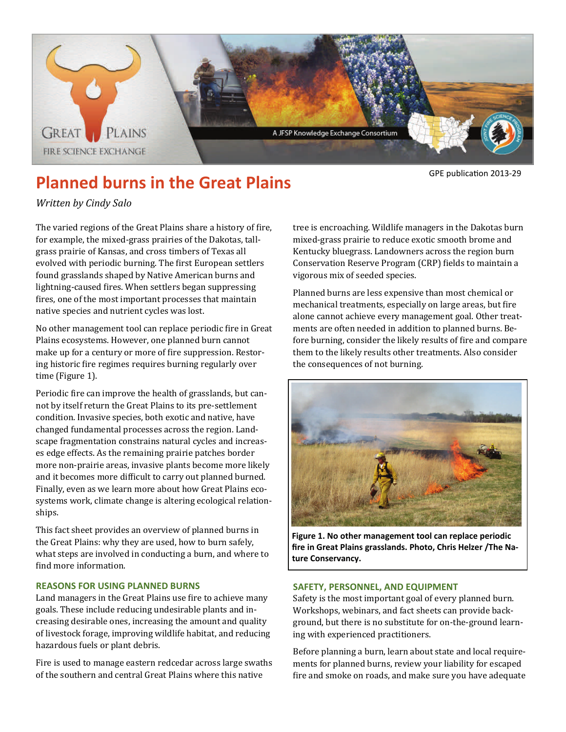# Planned burns in the Great Plains

GPE publication 2013-29

*Written by Cindy Salo*

The varied regions of the Great Plains share a history of fire, for example, the mixed-grass prairies of the Dakotas, tallgrass prairie of Kansas, and cross timbers of Texas all evolved with periodic burning. The first European settlers found grasslands shaped by Native American burns and lightning-caused fires. When settlers began suppressing fires, one of the most important processes that maintain native species and nutrient cycles was lost.

No other management tool can replace periodic fire in Great Plains ecosystems. However, one planned burn cannot make up for a century or more of fire suppression. Restoring historic fire regimes requires burning regularly over time (Figure 1).

Periodic fire can improve the health of grasslands, but cannot by itself return the Great Plains to its pre-settlement condition. Invasive species, both exotic and native, have changed fundamental processes across the region. Landscape fragmentation constrains natural cycles and increases edge effects. As the remaining prairie patches border more non-prairie areas, invasive plants become more likely and it becomes more difficult to carry out planned burned. Finally, even as we learn more about how Great Plains ecosystems work, climate change is altering ecological relationships.

This fact sheet provides an overview of planned burns in the Great Plains: why they are used, how to burn safely, what steps are involved in conducting a burn, and where to find more information.

## REASONS FOR USING PLANNED BURNS

Land managers in the Great Plains use fire to achieve many goals. These include reducing undesirable plants and increasing desirable ones, increasing the amount and quality of livestock forage, improving wildlife habitat, and reducing hazardous fuels or plant debris.

Fire is used to manage eastern redcedar across large swaths of the southern and central Great Plains where this native tree is encroaching. Wildlife managers in the Dakotas burn mixed-grass prairie to reduce exotic smooth brome and Kentucky bluegrass. Landowners across the region burn Conservation Reserve Program (CRP) fields to maintain a vigorous mix of seeded species.

Planned burns are less expensive than most chemical or mechanical treatments, especially on large areas, but fire alone cannot achieve every management goal. Other treatments are often needed in addition to planned burns. Before burning, consider the likely results of fire and compare them to the likely results other treatments. Also consider the consequences of not burning.

**Figure 1. No other management tool can replace periodic fire in Great Plains grasslands. Photo, Chris Helzer /The Nature Conservancy.**

## SAFETY, PERSONNEL, AND EQUIPMENT

Safety is the most important goal of every planned burn. Workshops, webinars, and fact sheets can provide background, but there is no substitute for on-the-ground learning with experienced practitioners.

Before planning a burn, learn about state and local requirements for planned burns, review your liability for escaped fire and smoke on roads, and make sure you have adequate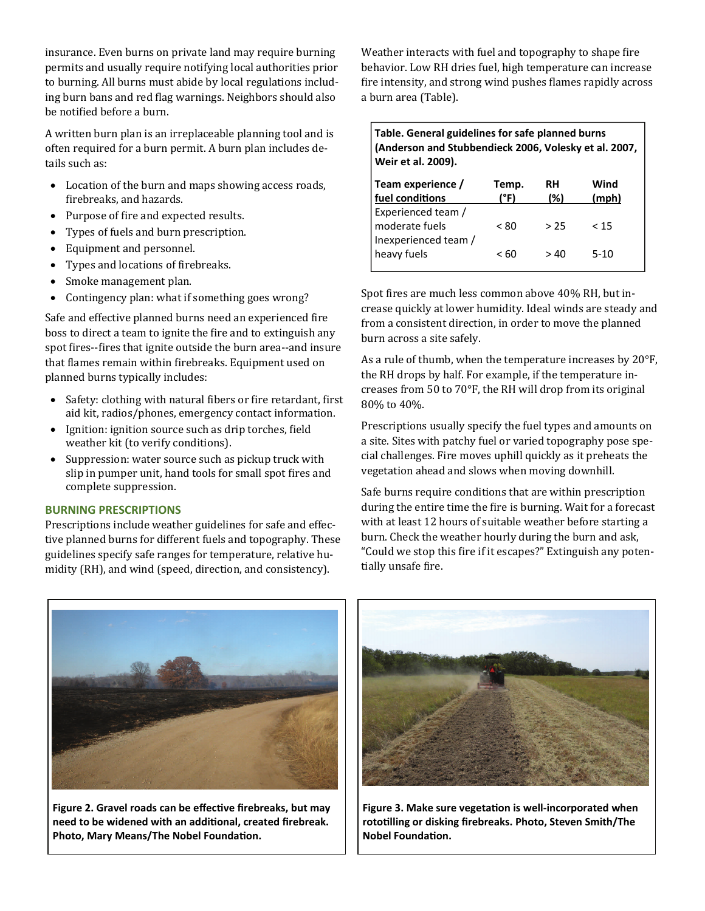insurance. Even burns on private land may require burning permits and usually require notifying local authorities prior to burning. All burns must abide by local regulations including burn bans and red flag warnings. Neighbors should also be notified before a burn.

A written burn plan is an irreplaceable planning tool and is often required for a burn permit. A burn plan includes details such as:

- Location of the burn and maps showing access roads, firebreaks, and hazards.
- Purpose of fire and expected results.
- Types of fuels and burn prescription.
- Equipment and personnel.
- Types and locations of firebreaks.
- Smoke management plan.
- Contingency plan: what if something goes wrong?

Safe and effective planned burns need an experienced fire boss to direct a team to ignite the fire and to extinguish any spot fires--fires that ignite outside the burn area--and insure that flames remain within firebreaks. Equipment used on planned burns typically includes:

- Safety: clothing with natural fibers or fire retardant, first aid kit, radios/phones, emergency contact information.
- Ignition: ignition source such as drip torches, field weather kit (to verify conditions).
- Suppression: water source such as pickup truck with slip in pumper unit, hand tools for small spot fires and complete suppression.

### BURNING PRESCRIPTIONS

Prescriptions include weather guidelines for safe and effective planned burns for different fuels and topography. These guidelines specify safe ranges for temperature, relative humidity (RH), and wind (speed, direction, and consistency).

Weather interacts with fuel and topography to shape fire behavior. Low RH dries fuel, high temperature can increase fire intensity, and strong wind pushes flames rapidly across a burn area (Table).

**Table. General guidelines for safe planned burns (Anderson and Stubbendieck 2006, Volesky et al. 2007, Weir et al. 2009).**

| Team experience / fuel conditions | Temp. (°F) | RH (%) | Wind (mph) |
|---|---|---|---|
| Experienced team / moderate fuels | < 80 | > 25 | < 15 |
| Inexperienced team / heavy fuels | < 60 | > 40 | 5-10 |

Spot fires are much less common above 40% RH, but increase quickly at lower humidity. Ideal winds are steady and from a consistent direction, in order to move the planned burn across a site safely.

As a rule of thumb, when the temperature increases by 20°F, the RH drops by half. For example, if the temperature increases from 50 to 70°F, the RH will drop from its original 80% to 40%.

Prescriptions usually specify the fuel types and amounts on a site. Sites with patchy fuel or varied topography pose special challenges. Fire moves uphill quickly as it preheats the vegetation ahead and slows when moving downhill.

Safe burns require conditions that are within prescription during the entire time the fire is burning. Wait for a forecast with at least 12 hours of suitable weather before starting a burn. Check the weather hourly during the burn and ask, "Could we stop this fire if it escapes?" Extinguish any potentially unsafe fire.

**Figure 2. Gravel roads can be effective firebreaks, but may need to be widened with an additional, created firebreak. Photo, Mary Means/The Nobel Foundation.**

**Figure 3. Make sure vegetation is well-incorporated when rototilling or disking firebreaks. Photo, Steven Smith/The Nobel Foundation.**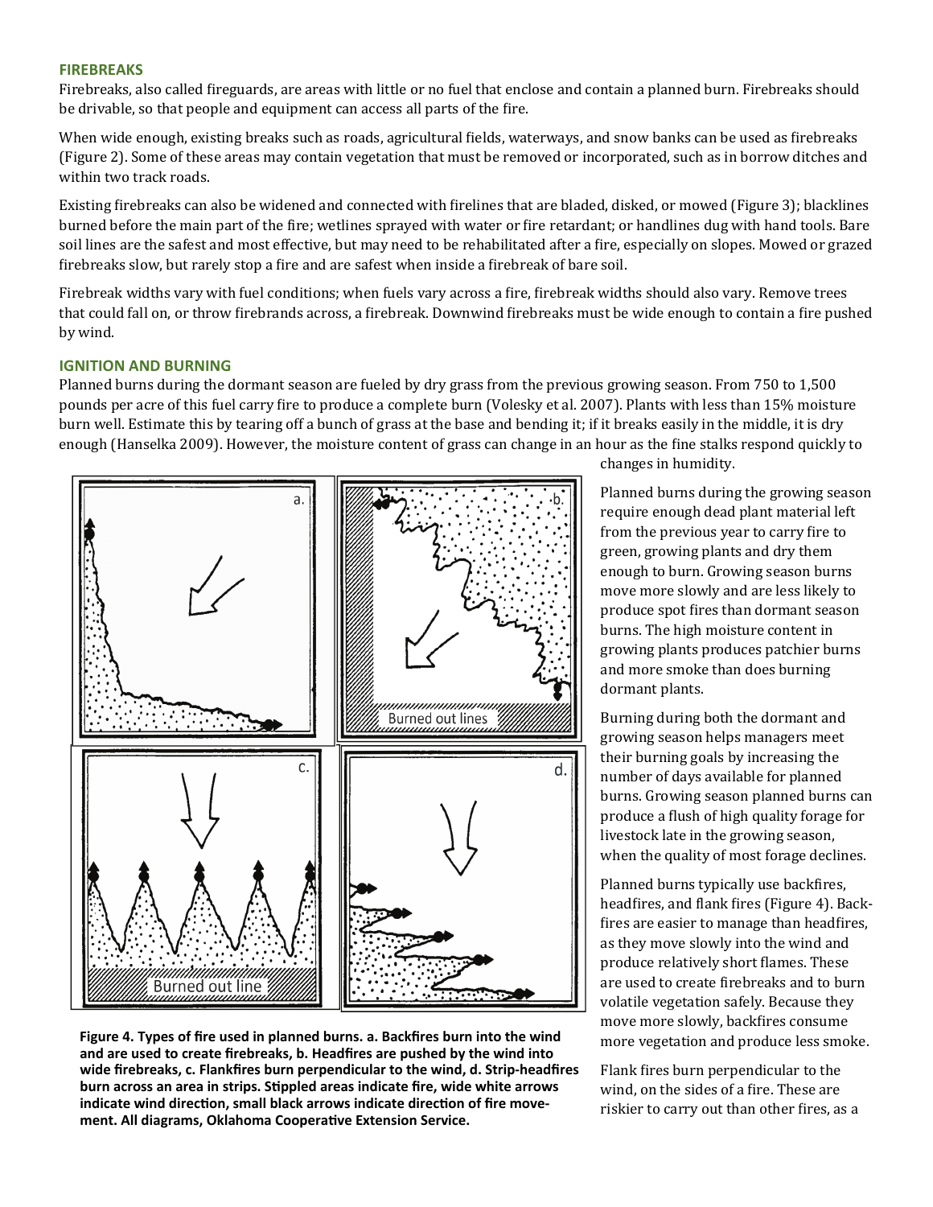## FIREBREAKS

Firebreaks, also called fireguards, are areas with little or no fuel that enclose and contain a planned burn. Firebreaks should be drivable, so that people and equipment can access all parts of the fire.

When wide enough, existing breaks such as roads, agricultural fields, waterways, and snow banks can be used as firebreaks (Figure 2). Some of these areas may contain vegetation that must be removed or incorporated, such as in borrow ditches and within two track roads.

Existing firebreaks can also be widened and connected with firelines that are bladed, disked, or mowed (Figure 3); blacklines burned before the main part of the fire; wetlines sprayed with water or fire retardant; or handlines dug with hand tools. Bare soil lines are the safest and most effective, but may need to be rehabilitated after a fire, especially on slopes. Mowed or grazed firebreaks slow, but rarely stop a fire and are safest when inside a firebreak of bare soil.

Firebreak widths vary with fuel conditions; when fuels vary across a fire, firebreak widths should also vary. Remove trees that could fall on, or throw firebrands across, a firebreak. Downwind firebreaks must be wide enough to contain a fire pushed by wind.

## IGNITION AND BURNING

Planned burns during the dormant season are fueled by dry grass from the previous growing season. From 750 to 1,500 pounds per acre of this fuel carry fire to produce a complete burn (Volesky et al. 2007). Plants with less than 15% moisture burn well. Estimate this by tearing off a bunch of grass at the base and bending it; if it breaks easily in the middle, it is dry enough (Hanselka 2009). However, the moisture content of grass can change in an hour as the fine stalks respond quickly to changes in humidity.

**Figure 4. Types of fire used in planned burns. a. Backfires burn into the wind and are used to create firebreaks, b. Headfires are pushed by the wind into wide firebreaks, c. Flankfires burn perpendicular to the wind, d. Strip-headfires burn across an area in strips. Stippled areas indicate fire, wide white arrows indicate wind direction, small black arrows indicate direction of fire movement. All diagrams, Oklahoma Cooperative Extension Service.**

Planned burns during the growing season require enough dead plant material left from the previous year to carry fire to green, growing plants and dry them enough to burn. Growing season burns move more slowly and are less likely to produce spot fires than dormant season burns. The high moisture content in growing plants produces patchier burns and more smoke than does burning dormant plants.

Burning during both the dormant and growing season helps managers meet their burning goals by increasing the number of days available for planned burns. Growing season planned burns can produce a flush of high quality forage for livestock late in the growing season, when the quality of most forage declines.

Planned burns typically use backfires, headfires, and flank fires (Figure 4). Backfires are easier to manage than headfires, as they move slowly into the wind and produce relatively short flames. These are used to create firebreaks and to burn volatile vegetation safely. Because they move more slowly, backfires consume more vegetation and produce less smoke.

Flank fires burn perpendicular to the wind, on the sides of a fire. These are riskier to carry out than other fires, as a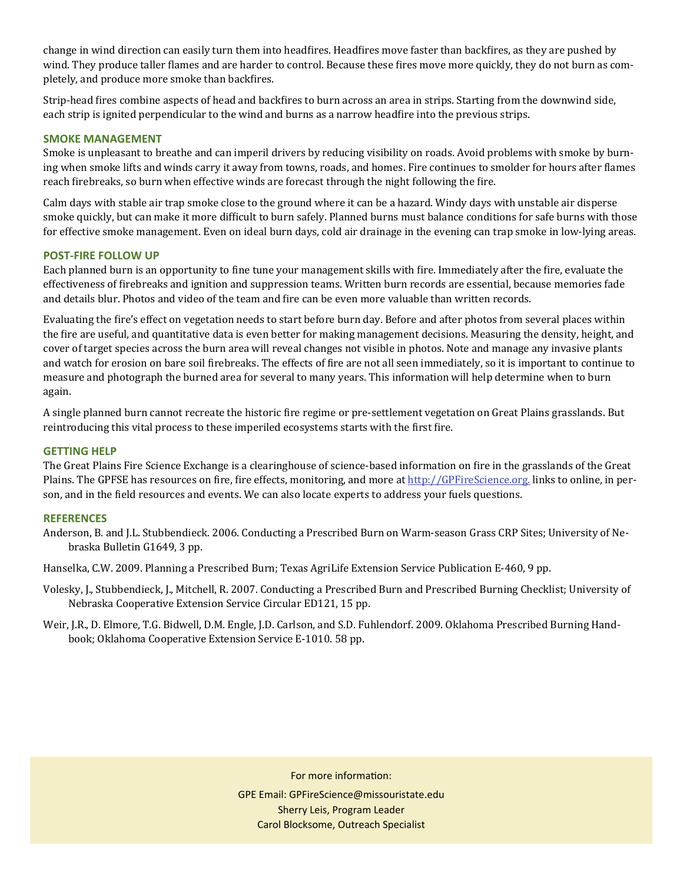change in wind direction can easily turn them into headfires. Headfires move faster than backfires, as they are pushed by wind. They produce taller flames and are harder to control. Because these fires move more quickly, they do not burn as completely, and produce more smoke than backfires.

Strip-head fires combine aspects of head and backfires to burn across an area in strips. Starting from the downwind side, each strip is ignited perpendicular to the wind and burns as a narrow headfire into the previous strips.

## SMOKE MANAGEMENT

Smoke is unpleasant to breathe and can imperil drivers by reducing visibility on roads. Avoid problems with smoke by burning when smoke lifts and winds carry it away from towns, roads, and homes. Fire continues to smolder for hours after flames reach firebreaks, so burn when effective winds are forecast through the night following the fire.

Calm days with stable air trap smoke close to the ground where it can be a hazard. Windy days with unstable air disperse smoke quickly, but can make it more difficult to burn safely. Planned burns must balance conditions for safe burns with those for effective smoke management. Even on ideal burn days, cold air drainage in the evening can trap smoke in low-lying areas.

## POST-FIRE FOLLOW UP

Each planned burn is an opportunity to fine tune your management skills with fire. Immediately after the fire, evaluate the effectiveness of firebreaks and ignition and suppression teams. Written burn records are essential, because memories fade and details blur. Photos and video of the team and fire can be even more valuable than written records.

Evaluating the fire's effect on vegetation needs to start before burn day. Before and after photos from several places within the fire are useful, and quantitative data is even better for making management decisions. Measuring the density, height, and cover of target species across the burn area will reveal changes not visible in photos. Note and manage any invasive plants and watch for erosion on bare soil firebreaks. The effects of fire are not all seen immediately, so it is important to continue to measure and photograph the burned area for several to many years. This information will help determine when to burn again.

A single planned burn cannot recreate the historic fire regime or pre-settlement vegetation on Great Plains grasslands. But reintroducing this vital process to these imperiled ecosystems starts with the first fire.

## GETTING HELP

The Great Plains Fire Science Exchange is a clearinghouse of science-based information on fire in the grasslands of the Great Plains. The GPFSE has resources on fire, fire effects, monitoring, and more at [http://GPFireScience.org.](http://GPFireScience.org) links to online, in person, and in the field resources and events. We can also locate experts to address your fuels questions.

## REFERENCES

Anderson, B. and J.L. Stubbendieck. 2006. Conducting a Prescribed Burn on Warm-season Grass CRP Sites; University of Nebraska Bulletin G1649, 3 pp.

Hanselka, C.W. 2009. Planning a Prescribed Burn; Texas AgriLife Extension Service Publication E-460, 9 pp.

Volesky, J., Stubbendieck, J., Mitchell, R. 2007. Conducting a Prescribed Burn and Prescribed Burning Checklist; University of Nebraska Cooperative Extension Service Circular ED121, 15 pp.

Weir, J.R., D. Elmore, T.G. Bidwell, D.M. Engle, J.D. Carlson, and S.D. Fuhlendorf. 2009. Oklahoma Prescribed Burning Handbook; Oklahoma Cooperative Extension Service E-1010. 58 pp.

For more information:

GPE Email: GPFireScience@missouristate.edu
Sherry Leis, Program Leader
Carol Blocksome, Outreach Specialist